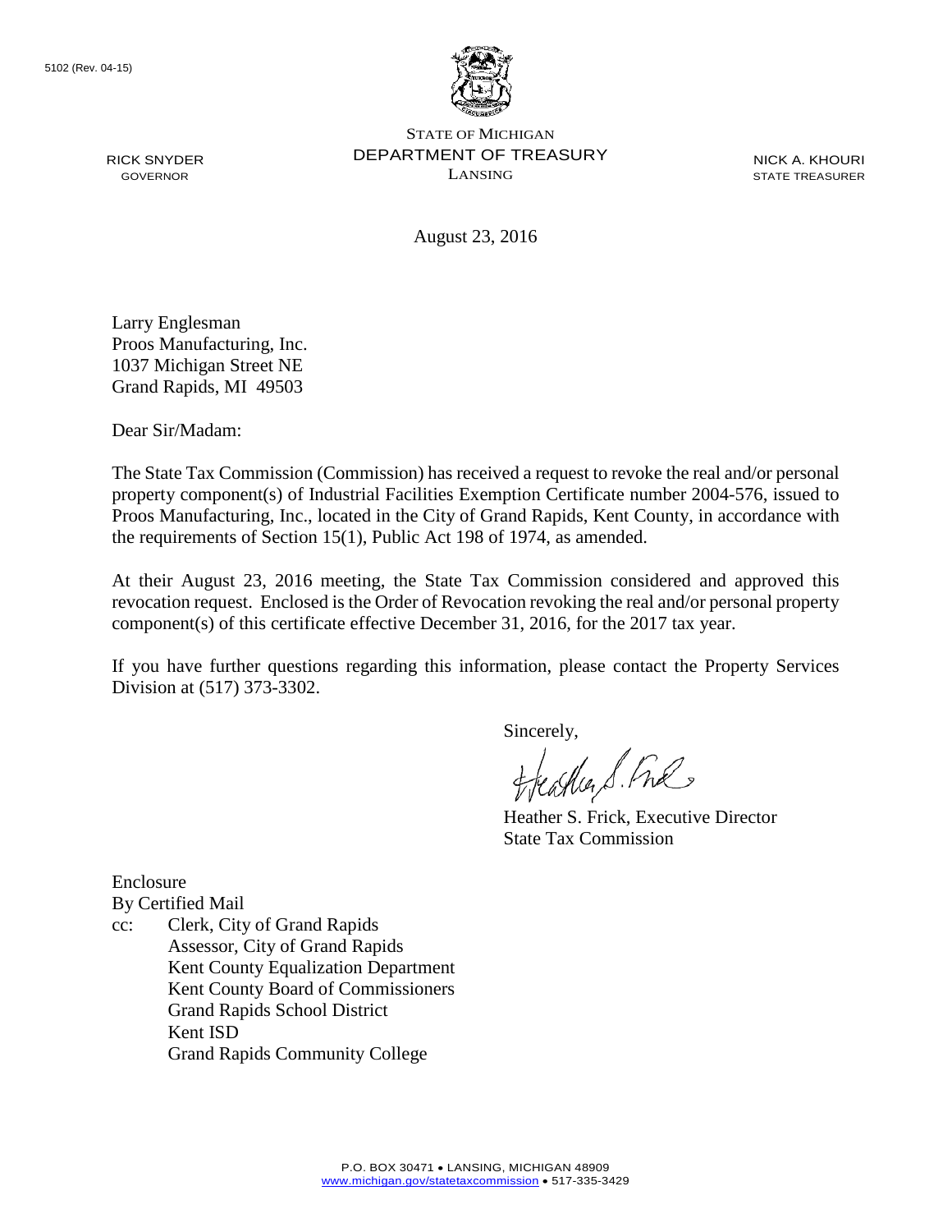5102 (Rev. 04-15)

RICK SNYDER
GOVERNOR

STATE OF MICHIGAN
DEPARTMENT OF TREASURY
LANSING

NICK A. KHOURI
STATE TREASURER

August 23, 2016

Larry Englesman
Proos Manufacturing, Inc.
1037 Michigan Street NE
Grand Rapids, MI 49503

Dear Sir/Madam:

The State Tax Commission (Commission) has received a request to revoke the real and/or personal property component(s) of Industrial Facilities Exemption Certificate number 2004-576, issued to Proos Manufacturing, Inc., located in the City of Grand Rapids, Kent County, in accordance with the requirements of Section 15(1), Public Act 198 of 1974, as amended.

At their August 23, 2016 meeting, the State Tax Commission considered and approved this revocation request. Enclosed is the Order of Revocation revoking the real and/or personal property component(s) of this certificate effective December 31, 2016, for the 2017 tax year.

If you have further questions regarding this information, please contact the Property Services Division at (517) 373-3302.

Sincerely,

Heather S. Frick, Executive Director
State Tax Commission

Enclosure
By Certified Mail
cc: Clerk, City of Grand Rapids
Assessor, City of Grand Rapids
Kent County Equalization Department
Kent County Board of Commissioners
Grand Rapids School District
Kent ISD
Grand Rapids Community College

P.O. BOX 30471 • LANSING, MICHIGAN 48909
www.michigan.gov/statetaxcommission • 517-335-3429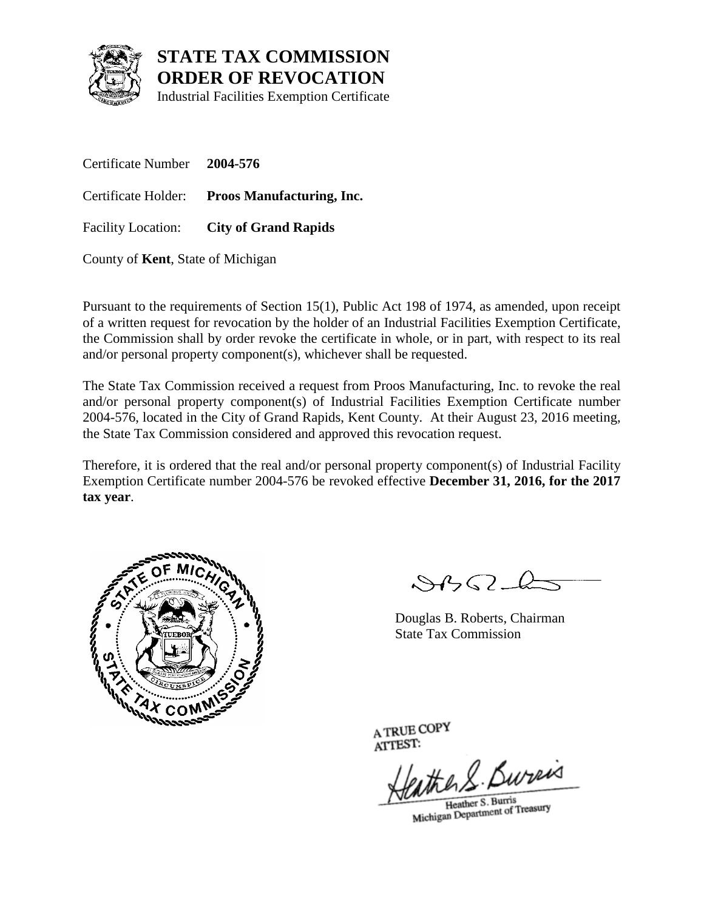# STATE TAX COMMISSION
# ORDER OF REVOCATION
Industrial Facilities Exemption Certificate

Certificate Number **2004-576**

Certificate Holder: **Proos Manufacturing, Inc.**

Facility Location: **City of Grand Rapids**

County of **Kent**, State of Michigan

Pursuant to the requirements of Section 15(1), Public Act 198 of 1974, as amended, upon receipt of a written request for revocation by the holder of an Industrial Facilities Exemption Certificate, the Commission shall by order revoke the certificate in whole, or in part, with respect to its real and/or personal property component(s), whichever shall be requested.

The State Tax Commission received a request from Proos Manufacturing, Inc. to revoke the real and/or personal property component(s) of Industrial Facilities Exemption Certificate number 2004-576, located in the City of Grand Rapids, Kent County. At their August 23, 2016 meeting, the State Tax Commission considered and approved this revocation request.

Therefore, it is ordered that the real and/or personal property component(s) of Industrial Facility Exemption Certificate number 2004-576 be revoked effective **December 31, 2016, for the 2017 tax year**.

Douglas B. Roberts, Chairman
State Tax Commission

A TRUE COPY
ATTEST:

Heather S. Burris
Michigan Department of Treasury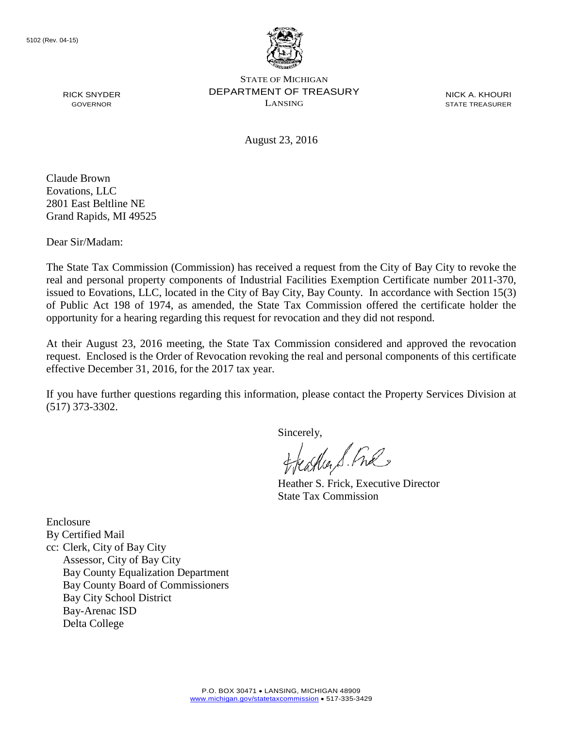5102 (Rev. 04-15)

STATE OF MICHIGAN
DEPARTMENT OF TREASURY
LANSING

RICK SNYDER
GOVERNOR

NICK A. KHOURI
STATE TREASURER

August 23, 2016

Claude Brown
Eovations, LLC
2801 East Beltline NE
Grand Rapids, MI 49525

Dear Sir/Madam:

The State Tax Commission (Commission) has received a request from the City of Bay City to revoke the real and personal property components of Industrial Facilities Exemption Certificate number 2011-370, issued to Eovations, LLC, located in the City of Bay City, Bay County. In accordance with Section 15(3) of Public Act 198 of 1974, as amended, the State Tax Commission offered the certificate holder the opportunity for a hearing regarding this request for revocation and they did not respond.

At their August 23, 2016 meeting, the State Tax Commission considered and approved the revocation request. Enclosed is the Order of Revocation revoking the real and personal components of this certificate effective December 31, 2016, for the 2017 tax year.

If you have further questions regarding this information, please contact the Property Services Division at (517) 373-3302.

Sincerely,

Heather S. Frick, Executive Director
State Tax Commission

Enclosure
By Certified Mail
cc: Clerk, City of Bay City
Assessor, City of Bay City
Bay County Equalization Department
Bay County Board of Commissioners
Bay City School District
Bay-Arenac ISD
Delta College

P.O. BOX 30471 • LANSING, MICHIGAN 48909
www.michigan.gov/statetaxcommission • 517-335-3429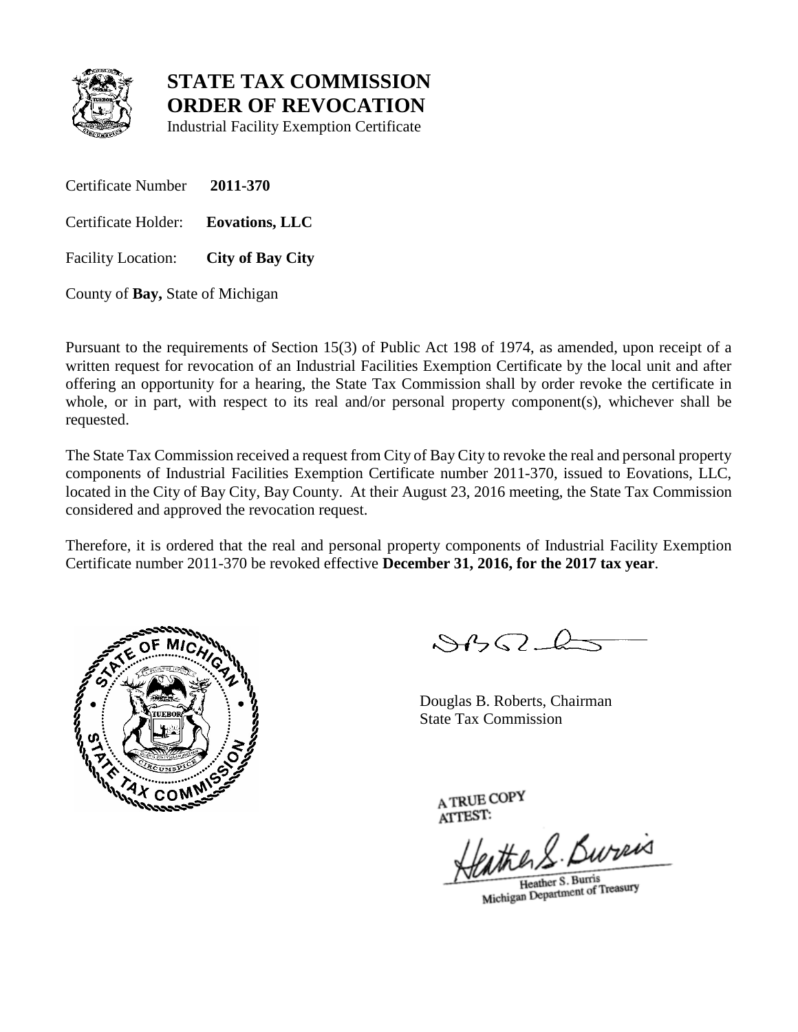# STATE TAX COMMISSION
# ORDER OF REVOCATION

Industrial Facility Exemption Certificate

Certificate Number **2011-370**

Certificate Holder: **Eovations, LLC**

Facility Location: **City of Bay City**

County of **Bay,** State of Michigan

Pursuant to the requirements of Section 15(3) of Public Act 198 of 1974, as amended, upon receipt of a written request for revocation of an Industrial Facilities Exemption Certificate by the local unit and after offering an opportunity for a hearing, the State Tax Commission shall by order revoke the certificate in whole, or in part, with respect to its real and/or personal property component(s), whichever shall be requested.

The State Tax Commission received a request from City of Bay City to revoke the real and personal property components of Industrial Facilities Exemption Certificate number 2011-370, issued to Eovations, LLC, located in the City of Bay City, Bay County. At their August 23, 2016 meeting, the State Tax Commission considered and approved the revocation request.

Therefore, it is ordered that the real and personal property components of Industrial Facility Exemption Certificate number 2011-370 be revoked effective **December 31, 2016, for the 2017 tax year**.

Douglas B. Roberts, Chairman
State Tax Commission

A TRUE COPY
ATTEST:

Heather S. Burris
Michigan Department of Treasury